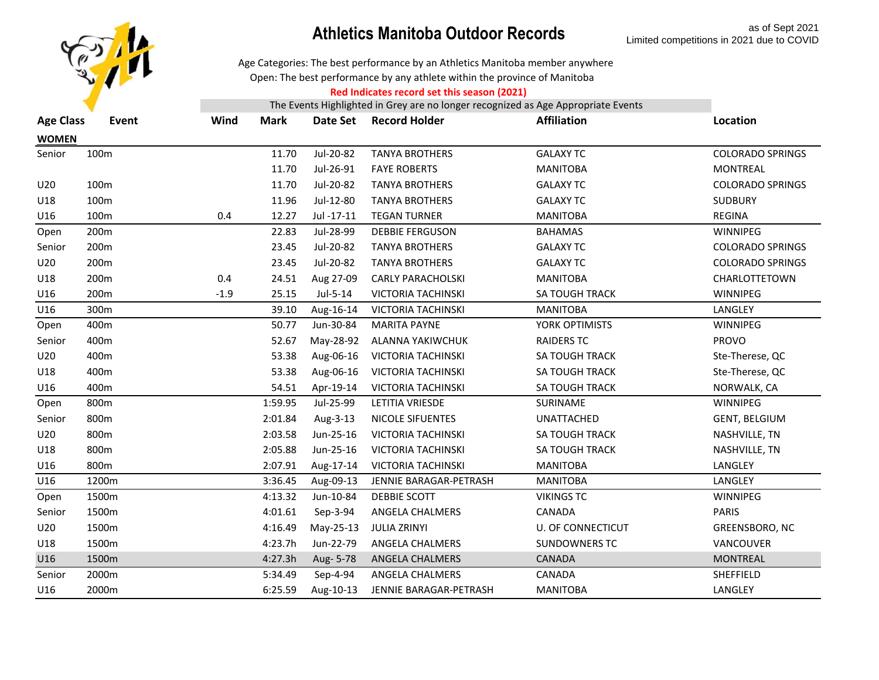# Athletics Manitoba Outdoor Records

as of Sept 2021
Limited competitions in 2021 due to COVID

Age Categories: The best performance by an Athletics Manitoba member anywhere
Open: The best performance by any athlete within the province of Manitoba

**Red Indicates record set this season (2021)**

The Events Highlighted in Grey are no longer recognized as Age Appropriate Events

| Age Class | Event | Wind | Mark | Date Set | Record Holder | Affiliation | Location |
|---|---|---|---|---|---|---|---|
| **WOMEN** | | | | | | | |
| Senior | 100m | | 11.70 | Jul-20-82 | TANYA BROTHERS | GALAXY TC | COLORADO SPRINGS |
| | | | 11.70 | Jul-26-91 | FAYE ROBERTS | MANITOBA | MONTREAL |
| U20 | 100m | | 11.70 | Jul-20-82 | TANYA BROTHERS | GALAXY TC | COLORADO SPRINGS |
| U18 | 100m | | 11.96 | Jul-12-80 | TANYA BROTHERS | GALAXY TC | SUDBURY |
| U16 | 100m | 0.4 | 12.27 | Jul -17-11 | TEGAN TURNER | MANITOBA | REGINA |
| Open | 200m | | 22.83 | Jul-28-99 | DEBBIE FERGUSON | BAHAMAS | WINNIPEG |
| Senior | 200m | | 23.45 | Jul-20-82 | TANYA BROTHERS | GALAXY TC | COLORADO SPRINGS |
| U20 | 200m | | 23.45 | Jul-20-82 | TANYA BROTHERS | GALAXY TC | COLORADO SPRINGS |
| U18 | 200m | 0.4 | 24.51 | Aug 27-09 | CARLY PARACHOLSKI | MANITOBA | CHARLOTTETOWN |
| U16 | 200m | -1.9 | 25.15 | Jul-5-14 | VICTORIA TACHINSKI | SA TOUGH TRACK | WINNIPEG |
| U16 | 300m | | 39.10 | Aug-16-14 | VICTORIA TACHINSKI | MANITOBA | LANGLEY |
| Open | 400m | | 50.77 | Jun-30-84 | MARITA PAYNE | YORK OPTIMISTS | WINNIPEG |
| Senior | 400m | | 52.67 | May-28-92 | ALANNA YAKIWCHUK | RAIDERS TC | PROVO |
| U20 | 400m | | 53.38 | Aug-06-16 | VICTORIA TACHINSKI | SA TOUGH TRACK | Ste-Therese, QC |
| U18 | 400m | | 53.38 | Aug-06-16 | VICTORIA TACHINSKI | SA TOUGH TRACK | Ste-Therese, QC |
| U16 | 400m | | 54.51 | Apr-19-14 | VICTORIA TACHINSKI | SA TOUGH TRACK | NORWALK, CA |
| Open | 800m | | 1:59.95 | Jul-25-99 | LETITIA VRIESDE | SURINAME | WINNIPEG |
| Senior | 800m | | 2:01.84 | Aug-3-13 | NICOLE SIFUENTES | UNATTACHED | GENT, BELGIUM |
| U20 | 800m | | 2:03.58 | Jun-25-16 | VICTORIA TACHINSKI | SA TOUGH TRACK | NASHVILLE, TN |
| U18 | 800m | | 2:05.88 | Jun-25-16 | VICTORIA TACHINSKI | SA TOUGH TRACK | NASHVILLE, TN |
| U16 | 800m | | 2:07.91 | Aug-17-14 | VICTORIA TACHINSKI | MANITOBA | LANGLEY |
| U16 | 1200m | | 3:36.45 | Aug-09-13 | JENNIE BARAGAR-PETRASH | MANITOBA | LANGLEY |
| Open | 1500m | | 4:13.32 | Jun-10-84 | DEBBIE SCOTT | VIKINGS TC | WINNIPEG |
| Senior | 1500m | | 4:01.61 | Sep-3-94 | ANGELA CHALMERS | CANADA | PARIS |
| U20 | 1500m | | 4:16.49 | May-25-13 | JULIA ZRINYI | U. OF CONNECTICUT | GREENSBORO, NC |
| U18 | 1500m | | 4:23.7h | Jun-22-79 | ANGELA CHALMERS | SUNDOWNERS TC | VANCOUVER |
| U16 | 1500m | | 4:27.3h | Aug- 5-78 | ANGELA CHALMERS | CANADA | MONTREAL |
| Senior | 2000m | | 5:34.49 | Sep-4-94 | ANGELA CHALMERS | CANADA | SHEFFIELD |
| U16 | 2000m | | 6:25.59 | Aug-10-13 | JENNIE BARAGAR-PETRASH | MANITOBA | LANGLEY |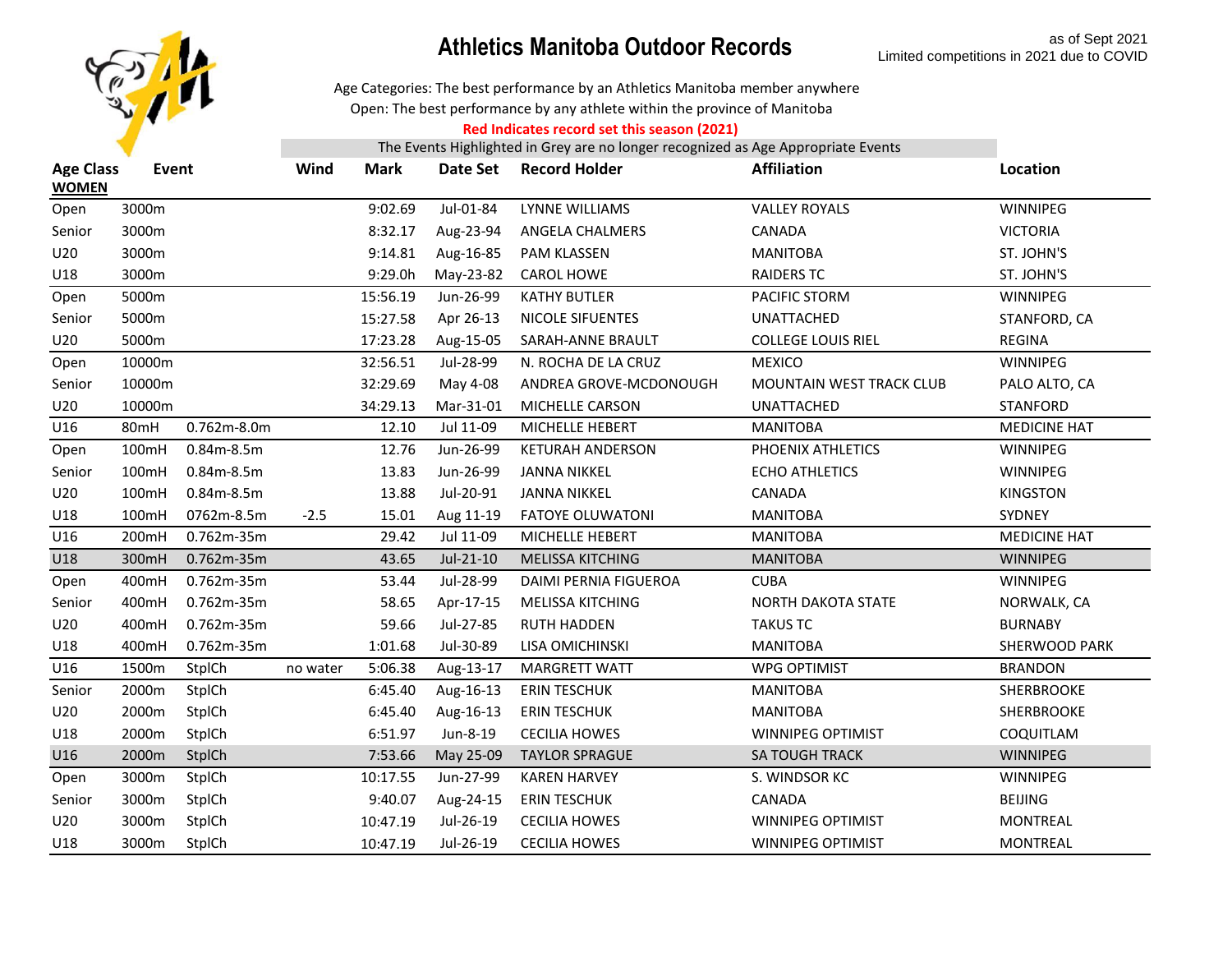# Athletics Manitoba Outdoor Records

as of Sept 2021
Limited competitions in 2021 due to COVID

Age Categories: The best performance by an Athletics Manitoba member anywhere
Open: The best performance by any athlete within the province of Manitoba

**Red Indicates record set this season (2021)**

The Events Highlighted in Grey are no longer recognized as Age Appropriate Events

| Age Class | Event | | Wind | Mark | Date Set | Record Holder | Affiliation | Location |
|---|---|---|---|---|---|---|---|---|
| **WOMEN** | | | | | | | | |
| Open | 3000m | | | 9:02.69 | Jul-01-84 | LYNNE WILLIAMS | VALLEY ROYALS | WINNIPEG |
| Senior | 3000m | | | 8:32.17 | Aug-23-94 | ANGELA CHALMERS | CANADA | VICTORIA |
| U20 | 3000m | | | 9:14.81 | Aug-16-85 | PAM KLASSEN | MANITOBA | ST. JOHN'S |
| U18 | 3000m | | | 9:29.0h | May-23-82 | CAROL HOWE | RAIDERS TC | ST. JOHN'S |
| Open | 5000m | | | 15:56.19 | Jun-26-99 | KATHY BUTLER | PACIFIC STORM | WINNIPEG |
| Senior | 5000m | | | 15:27.58 | Apr 26-13 | NICOLE SIFUENTES | UNATTACHED | STANFORD, CA |
| U20 | 5000m | | | 17:23.28 | Aug-15-05 | SARAH-ANNE BRAULT | COLLEGE LOUIS RIEL | REGINA |
| Open | 10000m | | | 32:56.51 | Jul-28-99 | N. ROCHA DE LA CRUZ | MEXICO | WINNIPEG |
| Senior | 10000m | | | 32:29.69 | May 4-08 | ANDREA GROVE-MCDONOUGH | MOUNTAIN WEST TRACK CLUB | PALO ALTO, CA |
| U20 | 10000m | | | 34:29.13 | Mar-31-01 | MICHELLE CARSON | UNATTACHED | STANFORD |
| U16 | 80mH | 0.762m-8.0m | | 12.10 | Jul 11-09 | MICHELLE HEBERT | MANITOBA | MEDICINE HAT |
| Open | 100mH | 0.84m-8.5m | | 12.76 | Jun-26-99 | KETURAH ANDERSON | PHOENIX ATHLETICS | WINNIPEG |
| Senior | 100mH | 0.84m-8.5m | | 13.83 | Jun-26-99 | JANNA NIKKEL | ECHO ATHLETICS | WINNIPEG |
| U20 | 100mH | 0.84m-8.5m | | 13.88 | Jul-20-91 | JANNA NIKKEL | CANADA | KINGSTON |
| U18 | 100mH | 0762m-8.5m | -2.5 | 15.01 | Aug 11-19 | FATOYE OLUWATONI | MANITOBA | SYDNEY |
| U16 | 200mH | 0.762m-35m | | 29.42 | Jul 11-09 | MICHELLE HEBERT | MANITOBA | MEDICINE HAT |
| U18 | 300mH | 0.762m-35m | | 43.65 | Jul-21-10 | MELISSA KITCHING | MANITOBA | WINNIPEG |
| Open | 400mH | 0.762m-35m | | 53.44 | Jul-28-99 | DAIMI PERNIA FIGUEROA | CUBA | WINNIPEG |
| Senior | 400mH | 0.762m-35m | | 58.65 | Apr-17-15 | MELISSA KITCHING | NORTH DAKOTA STATE | NORWALK, CA |
| U20 | 400mH | 0.762m-35m | | 59.66 | Jul-27-85 | RUTH HADDEN | TAKUS TC | BURNABY |
| U18 | 400mH | 0.762m-35m | | 1:01.68 | Jul-30-89 | LISA OMICHINSKI | MANITOBA | SHERWOOD PARK |
| U16 | 1500m | StplCh | no water | 5:06.38 | Aug-13-17 | MARGRETT WATT | WPG OPTIMIST | BRANDON |
| Senior | 2000m | StplCh | | 6:45.40 | Aug-16-13 | ERIN TESCHUK | MANITOBA | SHERBROOKE |
| U20 | 2000m | StplCh | | 6:45.40 | Aug-16-13 | ERIN TESCHUK | MANITOBA | SHERBROOKE |
| U18 | 2000m | StplCh | | 6:51.97 | Jun-8-19 | CECILIA HOWES | WINNIPEG OPTIMIST | COQUITLAM |
| U16 | 2000m | StplCh | | 7:53.66 | May 25-09 | TAYLOR SPRAGUE | SA TOUGH TRACK | WINNIPEG |
| Open | 3000m | StplCh | | 10:17.55 | Jun-27-99 | KAREN HARVEY | S. WINDSOR KC | WINNIPEG |
| Senior | 3000m | StplCh | | 9:40.07 | Aug-24-15 | ERIN TESCHUK | CANADA | BEIJING |
| U20 | 3000m | StplCh | | 10:47.19 | Jul-26-19 | CECILIA HOWES | WINNIPEG OPTIMIST | MONTREAL |
| U18 | 3000m | StplCh | | 10:47.19 | Jul-26-19 | CECILIA HOWES | WINNIPEG OPTIMIST | MONTREAL |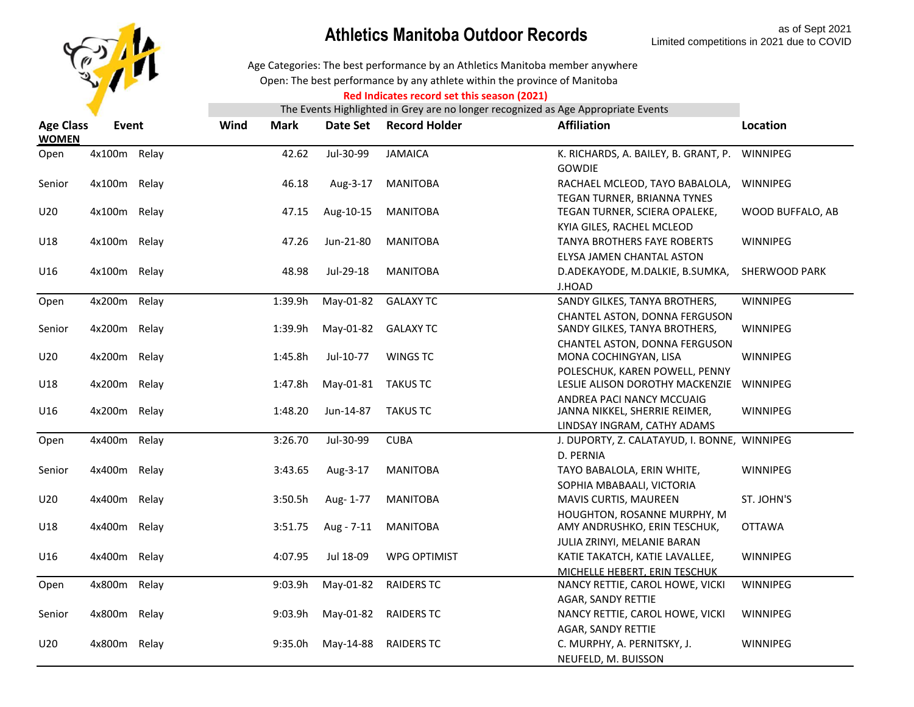# Athletics Manitoba Outdoor Records

as of Sept 2021
Limited competitions in 2021 due to COVID

Age Categories: The best performance by an Athletics Manitoba member anywhere
Open: The best performance by any athlete within the province of Manitoba

**Red Indicates record set this season (2021)**

The Events Highlighted in Grey are no longer recognized as Age Appropriate Events

| Age Class WOMEN | Event | Wind | Mark | Date Set | Record Holder | Affiliation | Location |
|---|---|---|---|---|---|---|---|
| Open | 4x100m Relay | | 42.62 | Jul-30-99 | JAMAICA | K. RICHARDS, A. BAILEY, B. GRANT, P. GOWDIE | WINNIPEG |
| Senior | 4x100m Relay | | 46.18 | Aug-3-17 | MANITOBA | RACHAEL MCLEOD, TAYO BABALOLA, TEGAN TURNER, BRIANNA TYNES | WINNIPEG |
| U20 | 4x100m Relay | | 47.15 | Aug-10-15 | MANITOBA | TEGAN TURNER, SCIERA OPALEKE, KYIA GILES, RACHEL MCLEOD | WOOD BUFFALO, AB |
| U18 | 4x100m Relay | | 47.26 | Jun-21-80 | MANITOBA | TANYA BROTHERS FAYE ROBERTS ELYSA JAMEN CHANTAL ASTON | WINNIPEG |
| U16 | 4x100m Relay | | 48.98 | Jul-29-18 | MANITOBA | D.ADEKAYODE, M.DALKIE, B.SUMKA, J.HOAD | SHERWOOD PARK |
| Open | 4x200m Relay | | 1:39.9h | May-01-82 | GALAXY TC | SANDY GILKES, TANYA BROTHERS, CHANTEL ASTON, DONNA FERGUSON | WINNIPEG |
| Senior | 4x200m Relay | | 1:39.9h | May-01-82 | GALAXY TC | SANDY GILKES, TANYA BROTHERS, CHANTEL ASTON, DONNA FERGUSON | WINNIPEG |
| U20 | 4x200m Relay | | 1:45.8h | Jul-10-77 | WINGS TC | MONA COCHINGYAN, LISA POLESCHUK, KAREN POWELL, PENNY | WINNIPEG |
| U18 | 4x200m Relay | | 1:47.8h | May-01-81 | TAKUS TC | LESLIE ALISON DOROTHY MACKENZIE ANDREA PACI NANCY MCCUAIG | WINNIPEG |
| U16 | 4x200m Relay | | 1:48.20 | Jun-14-87 | TAKUS TC | JANNA NIKKEL, SHERRIE REIMER, LINDSAY INGRAM, CATHY ADAMS | WINNIPEG |
| Open | 4x400m Relay | | 3:26.70 | Jul-30-99 | CUBA | J. DUPORTY, Z. CALATAYUD, I. BONNE, D. PERNIA | WINNIPEG |
| Senior | 4x400m Relay | | 3:43.65 | Aug-3-17 | MANITOBA | TAYO BABALOLA, ERIN WHITE, SOPHIA MBABAALI, VICTORIA | WINNIPEG |
| U20 | 4x400m Relay | | 3:50.5h | Aug- 1-77 | MANITOBA | MAVIS CURTIS, MAUREEN HOUGHTON, ROSANNE MURPHY, M | ST. JOHN'S |
| U18 | 4x400m Relay | | 3:51.75 | Aug - 7-11 | MANITOBA | AMY ANDRUSHKO, ERIN TESCHUK, JULIA ZRINYI, MELANIE BARAN | OTTAWA |
| U16 | 4x400m Relay | | 4:07.95 | Jul 18-09 | WPG OPTIMIST | KATIE TAKATCH, KATIE LAVALLEE, MICHELLE HEBERT, ERIN TESCHUK | WINNIPEG |
| Open | 4x800m Relay | | 9:03.9h | May-01-82 | RAIDERS TC | NANCY RETTIE, CAROL HOWE, VICKI AGAR, SANDY RETTIE | WINNIPEG |
| Senior | 4x800m Relay | | 9:03.9h | May-01-82 | RAIDERS TC | NANCY RETTIE, CAROL HOWE, VICKI AGAR, SANDY RETTIE | WINNIPEG |
| U20 | 4x800m Relay | | 9:35.0h | May-14-88 | RAIDERS TC | C. MURPHY, A. PERNITSKY, J. NEUFELD, M. BUISSON | WINNIPEG |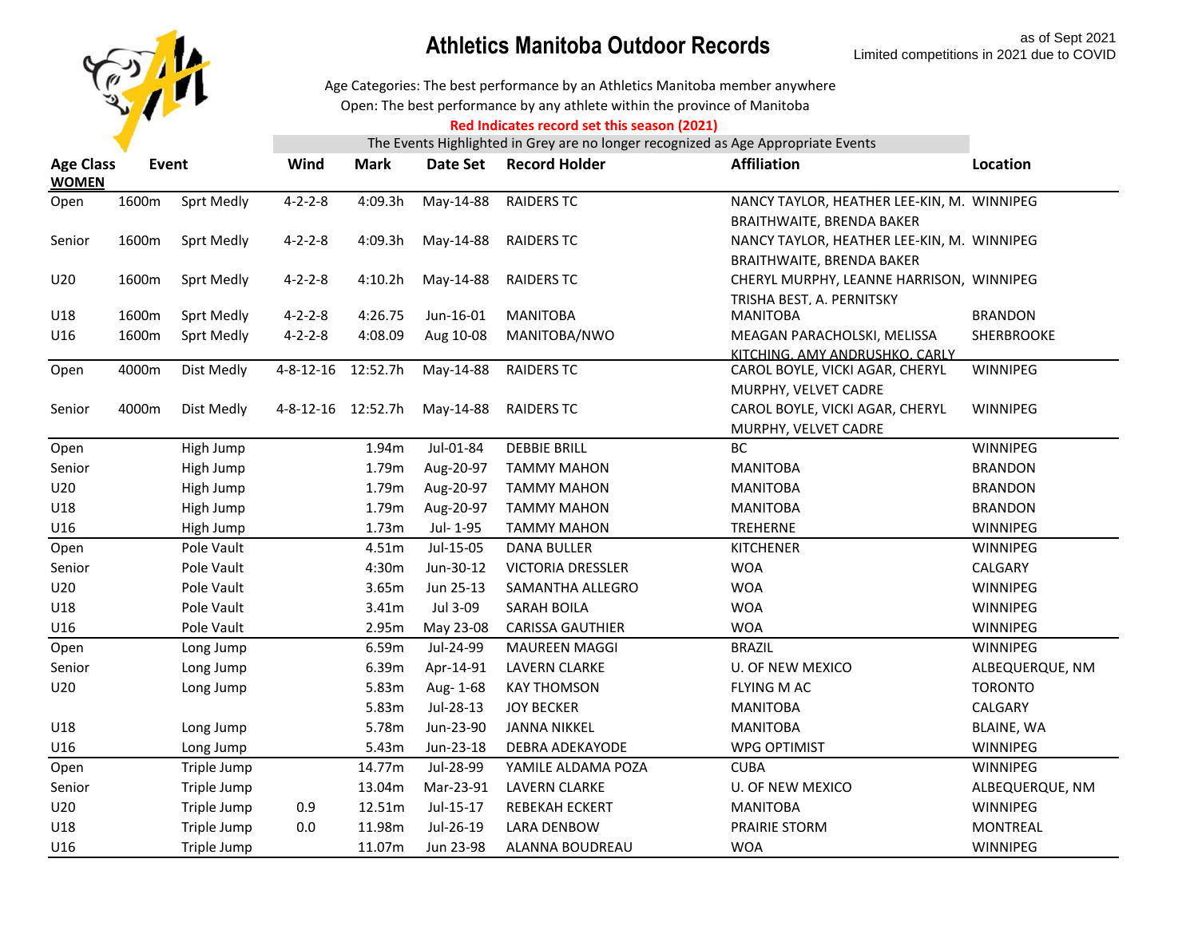# Athletics Manitoba Outdoor Records

as of Sept 2021
Limited competitions in 2021 due to COVID

Age Categories: The best performance by an Athletics Manitoba member anywhere
Open: The best performance by any athlete within the province of Manitoba
Red Indicates record set this season (2021)
The Events Highlighted in Grey are no longer recognized as Age Appropriate Events

| Age Class | Event | | Wind | Mark | Date Set | Record Holder | Affiliation | Location |
|---|---|---|---|---|---|---|---|---|
| **WOMEN** | | | | | | | | |
| Open | 1600m | Sprt Medly | 4-2-2-8 | 4:09.3h | May-14-88 | RAIDERS TC | NANCY TAYLOR, HEATHER LEE-KIN, M. BRAITHWAITE, BRENDA BAKER | WINNIPEG |
| Senior | 1600m | Sprt Medly | 4-2-2-8 | 4:09.3h | May-14-88 | RAIDERS TC | NANCY TAYLOR, HEATHER LEE-KIN, M. BRAITHWAITE, BRENDA BAKER | WINNIPEG |
| U20 | 1600m | Sprt Medly | 4-2-2-8 | 4:10.2h | May-14-88 | RAIDERS TC | CHERYL MURPHY, LEANNE HARRISON, TRISHA BEST, A. PERNITSKY | WINNIPEG |
| U18 | 1600m | Sprt Medly | 4-2-2-8 | 4:26.75 | Jun-16-01 | MANITOBA | MANITOBA | BRANDON |
| U16 | 1600m | Sprt Medly | 4-2-2-8 | 4:08.09 | Aug 10-08 | MANITOBA/NWO | MEAGAN PARACHOLSKI, MELISSA KITCHING, AMY ANDRUSHKO, CARLY | SHERBROOKE |
| Open | 4000m | Dist Medly | 4-8-12-16 | 12:52.7h | May-14-88 | RAIDERS TC | CAROL BOYLE, VICKI AGAR, CHERYL MURPHY, VELVET CADRE | WINNIPEG |
| Senior | 4000m | Dist Medly | 4-8-12-16 | 12:52.7h | May-14-88 | RAIDERS TC | CAROL BOYLE, VICKI AGAR, CHERYL MURPHY, VELVET CADRE | WINNIPEG |
| Open | | High Jump | | 1.94m | Jul-01-84 | DEBBIE BRILL | BC | WINNIPEG |
| Senior | | High Jump | | 1.79m | Aug-20-97 | TAMMY MAHON | MANITOBA | BRANDON |
| U20 | | High Jump | | 1.79m | Aug-20-97 | TAMMY MAHON | MANITOBA | BRANDON |
| U18 | | High Jump | | 1.79m | Aug-20-97 | TAMMY MAHON | MANITOBA | BRANDON |
| U16 | | High Jump | | 1.73m | Jul- 1-95 | TAMMY MAHON | TREHERNE | WINNIPEG |
| Open | | Pole Vault | | 4.51m | Jul-15-05 | DANA BULLER | KITCHENER | WINNIPEG |
| Senior | | Pole Vault | | 4:30m | Jun-30-12 | VICTORIA DRESSLER | WOA | CALGARY |
| U20 | | Pole Vault | | 3.65m | Jun 25-13 | SAMANTHA ALLEGRO | WOA | WINNIPEG |
| U18 | | Pole Vault | | 3.41m | Jul 3-09 | SARAH BOILA | WOA | WINNIPEG |
| U16 | | Pole Vault | | 2.95m | May 23-08 | CARISSA GAUTHIER | WOA | WINNIPEG |
| Open | | Long Jump | | 6.59m | Jul-24-99 | MAUREEN MAGGI | BRAZIL | WINNIPEG |
| Senior | | Long Jump | | 6.39m | Apr-14-91 | LAVERN CLARKE | U. OF NEW MEXICO | ALBEQUERQUE, NM |
| U20 | | Long Jump | | 5.83m | Aug- 1-68 | KAY THOMSON | FLYING M AC | TORONTO |
| | | | | 5.83m | Jul-28-13 | JOY BECKER | MANITOBA | CALGARY |
| U18 | | Long Jump | | 5.78m | Jun-23-90 | JANNA NIKKEL | MANITOBA | BLAINE, WA |
| U16 | | Long Jump | | 5.43m | Jun-23-18 | DEBRA ADEKAYODE | WPG OPTIMIST | WINNIPEG |
| Open | | Triple Jump | | 14.77m | Jul-28-99 | YAMILE ALDAMA POZA | CUBA | WINNIPEG |
| Senior | | Triple Jump | | 13.04m | Mar-23-91 | LAVERN CLARKE | U. OF NEW MEXICO | ALBEQUERQUE, NM |
| U20 | | Triple Jump | 0.9 | 12.51m | Jul-15-17 | REBEKAH ECKERT | MANITOBA | WINNIPEG |
| U18 | | Triple Jump | 0.0 | 11.98m | Jul-26-19 | LARA DENBOW | PRAIRIE STORM | MONTREAL |
| U16 | | Triple Jump | | 11.07m | Jun 23-98 | ALANNA BOUDREAU | WOA | WINNIPEG |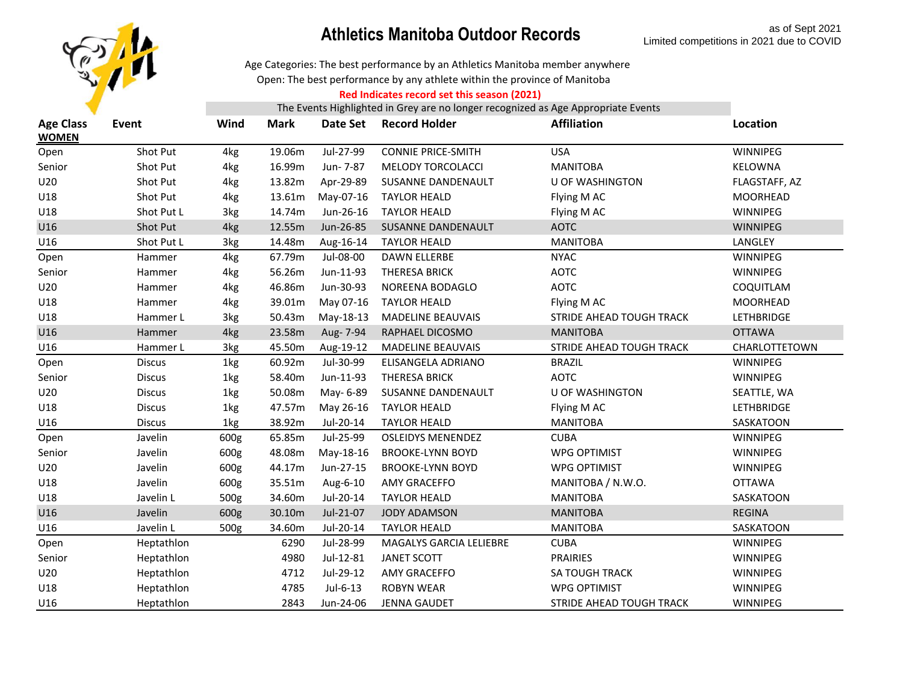# Athletics Manitoba Outdoor Records

as of Sept 2021
Limited competitions in 2021 due to COVID

Age Categories: The best performance by an Athletics Manitoba member anywhere
Open: The best performance by any athlete within the province of Manitoba

**Red Indicates record set this season (2021)**

The Events Highlighted in Grey are no longer recognized as Age Appropriate Events

| Age Class | Event | Wind | Mark | Date Set | Record Holder | Affiliation | Location |
|---|---|---|---|---|---|---|---|
| **WOMEN** | | | | | | | |
| Open | Shot Put | 4kg | 19.06m | Jul-27-99 | CONNIE PRICE-SMITH | USA | WINNIPEG |
| Senior | Shot Put | 4kg | 16.99m | Jun- 7-87 | MELODY TORCOLACCI | MANITOBA | KELOWNA |
| U20 | Shot Put | 4kg | 13.82m | Apr-29-89 | SUSANNE DANDENAULT | U OF WASHINGTON | FLAGSTAFF, AZ |
| U18 | Shot Put | 4kg | 13.61m | May-07-16 | TAYLOR HEALD | Flying M AC | MOORHEAD |
| U18 | Shot Put L | 3kg | 14.74m | Jun-26-16 | TAYLOR HEALD | Flying M AC | WINNIPEG |
| U16 | Shot Put | 4kg | 12.55m | Jun-26-85 | SUSANNE DANDENAULT | AOTC | WINNIPEG |
| U16 | Shot Put L | 3kg | 14.48m | Aug-16-14 | TAYLOR HEALD | MANITOBA | LANGLEY |
| Open | Hammer | 4kg | 67.79m | Jul-08-00 | DAWN ELLERBE | NYAC | WINNIPEG |
| Senior | Hammer | 4kg | 56.26m | Jun-11-93 | THERESA BRICK | AOTC | WINNIPEG |
| U20 | Hammer | 4kg | 46.86m | Jun-30-93 | NOREENA BODAGLO | AOTC | COQUITLAM |
| U18 | Hammer | 4kg | 39.01m | May 07-16 | TAYLOR HEALD | Flying M AC | MOORHEAD |
| U18 | Hammer L | 3kg | 50.43m | May-18-13 | MADELINE BEAUVAIS | STRIDE AHEAD TOUGH TRACK | LETHBRIDGE |
| U16 | Hammer | 4kg | 23.58m | Aug- 7-94 | RAPHAEL DICOSMO | MANITOBA | OTTAWA |
| U16 | Hammer L | 3kg | 45.50m | Aug-19-12 | MADELINE BEAUVAIS | STRIDE AHEAD TOUGH TRACK | CHARLOTTETOWN |
| Open | Discus | 1kg | 60.92m | Jul-30-99 | ELISANGELA ADRIANO | BRAZIL | WINNIPEG |
| Senior | Discus | 1kg | 58.40m | Jun-11-93 | THERESA BRICK | AOTC | WINNIPEG |
| U20 | Discus | 1kg | 50.08m | May- 6-89 | SUSANNE DANDENAULT | U OF WASHINGTON | SEATTLE, WA |
| U18 | Discus | 1kg | 47.57m | May 26-16 | TAYLOR HEALD | Flying M AC | LETHBRIDGE |
| U16 | Discus | 1kg | 38.92m | Jul-20-14 | TAYLOR HEALD | MANITOBA | SASKATOON |
| Open | Javelin | 600g | 65.85m | Jul-25-99 | OSLEIDYS MENENDEZ | CUBA | WINNIPEG |
| Senior | Javelin | 600g | 48.08m | May-18-16 | BROOKE-LYNN BOYD | WPG OPTIMIST | WINNIPEG |
| U20 | Javelin | 600g | 44.17m | Jun-27-15 | BROOKE-LYNN BOYD | WPG OPTIMIST | WINNIPEG |
| U18 | Javelin | 600g | 35.51m | Aug-6-10 | AMY GRACEFFO | MANITOBA / N.W.O. | OTTAWA |
| U18 | Javelin L | 500g | 34.60m | Jul-20-14 | TAYLOR HEALD | MANITOBA | SASKATOON |
| U16 | Javelin | 600g | 30.10m | Jul-21-07 | JODY ADAMSON | MANITOBA | REGINA |
| U16 | Javelin L | 500g | 34.60m | Jul-20-14 | TAYLOR HEALD | MANITOBA | SASKATOON |
| Open | Heptathlon | | 6290 | Jul-28-99 | MAGALYS GARCIA LELIEBRE | CUBA | WINNIPEG |
| Senior | Heptathlon | | 4980 | Jul-12-81 | JANET SCOTT | PRAIRIES | WINNIPEG |
| U20 | Heptathlon | | 4712 | Jul-29-12 | AMY GRACEFFO | SA TOUGH TRACK | WINNIPEG |
| U18 | Heptathlon | | 4785 | Jul-6-13 | ROBYN WEAR | WPG OPTIMIST | WINNIPEG |
| U16 | Heptathlon | | 2843 | Jun-24-06 | JENNA GAUDET | STRIDE AHEAD TOUGH TRACK | WINNIPEG |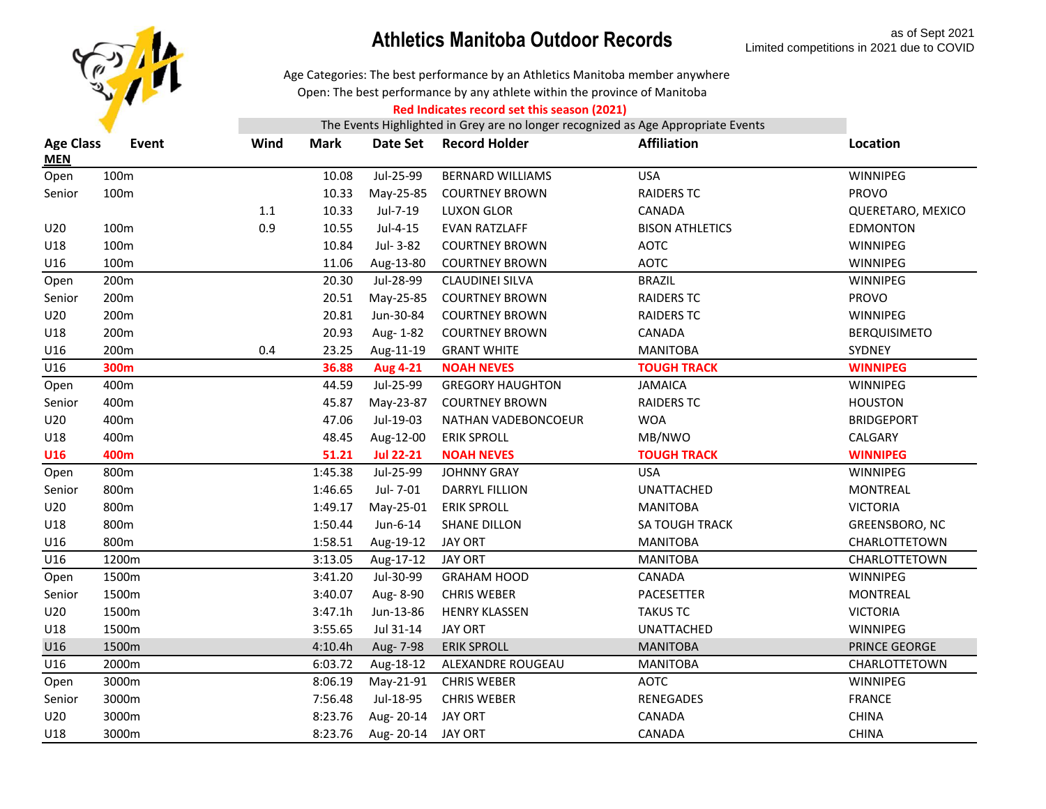# Athletics Manitoba Outdoor Records

as of Sept 2021
Limited competitions in 2021 due to COVID

Age Categories: The best performance by an Athletics Manitoba member anywhere

Open: The best performance by any athlete within the province of Manitoba

**Red Indicates record set this season (2021)**

The Events Highlighted in Grey are no longer recognized as Age Appropriate Events

| Age Class | Event | Wind | Mark | Date Set | Record Holder | Affiliation | Location |
|---|---|---|---|---|---|---|---|
| **MEN** | | | | | | | |
| Open | 100m | | 10.08 | Jul-25-99 | BERNARD WILLIAMS | USA | WINNIPEG |
| Senior | 100m | | 10.33 | May-25-85 | COURTNEY BROWN | RAIDERS TC | PROVO |
| | | 1.1 | 10.33 | Jul-7-19 | LUXON GLOR | CANADA | QUERETARO, MEXICO |
| U20 | 100m | 0.9 | 10.55 | Jul-4-15 | EVAN RATZLAFF | BISON ATHLETICS | EDMONTON |
| U18 | 100m | | 10.84 | Jul- 3-82 | COURTNEY BROWN | AOTC | WINNIPEG |
| U16 | 100m | | 11.06 | Aug-13-80 | COURTNEY BROWN | AOTC | WINNIPEG |
| Open | 200m | | 20.30 | Jul-28-99 | CLAUDINEI SILVA | BRAZIL | WINNIPEG |
| Senior | 200m | | 20.51 | May-25-85 | COURTNEY BROWN | RAIDERS TC | PROVO |
| U20 | 200m | | 20.81 | Jun-30-84 | COURTNEY BROWN | RAIDERS TC | WINNIPEG |
| U18 | 200m | | 20.93 | Aug- 1-82 | COURTNEY BROWN | CANADA | BERQUISIMETO |
| U16 | 200m | 0.4 | 23.25 | Aug-11-19 | GRANT WHITE | MANITOBA | SYDNEY |
| U16 | **300m** | | **36.88** | **Aug 4-21** | **NOAH NEVES** | **TOUGH TRACK** | **WINNIPEG** |
| Open | 400m | | 44.59 | Jul-25-99 | GREGORY HAUGHTON | JAMAICA | WINNIPEG |
| Senior | 400m | | 45.87 | May-23-87 | COURTNEY BROWN | RAIDERS TC | HOUSTON |
| U20 | 400m | | 47.06 | Jul-19-03 | NATHAN VADEBONCOEUR | WOA | BRIDGEPORT |
| U18 | 400m | | 48.45 | Aug-12-00 | ERIK SPROLL | MB/NWO | CALGARY |
| **U16** | **400m** | | **51.21** | **Jul 22-21** | **NOAH NEVES** | **TOUGH TRACK** | **WINNIPEG** |
| Open | 800m | | 1:45.38 | Jul-25-99 | JOHNNY GRAY | USA | WINNIPEG |
| Senior | 800m | | 1:46.65 | Jul- 7-01 | DARRYL FILLION | UNATTACHED | MONTREAL |
| U20 | 800m | | 1:49.17 | May-25-01 | ERIK SPROLL | MANITOBA | VICTORIA |
| U18 | 800m | | 1:50.44 | Jun-6-14 | SHANE DILLON | SA TOUGH TRACK | GREENSBORO, NC |
| U16 | 800m | | 1:58.51 | Aug-19-12 | JAY ORT | MANITOBA | CHARLOTTETOWN |
| U16 | 1200m | | 3:13.05 | Aug-17-12 | JAY ORT | MANITOBA | CHARLOTTETOWN |
| Open | 1500m | | 3:41.20 | Jul-30-99 | GRAHAM HOOD | CANADA | WINNIPEG |
| Senior | 1500m | | 3:40.07 | Aug- 8-90 | CHRIS WEBER | PACESETTER | MONTREAL |
| U20 | 1500m | | 3:47.1h | Jun-13-86 | HENRY KLASSEN | TAKUS TC | VICTORIA |
| U18 | 1500m | | 3:55.65 | Jul 31-14 | JAY ORT | UNATTACHED | WINNIPEG |
| U16 | 1500m | | 4:10.4h | Aug- 7-98 | ERIK SPROLL | MANITOBA | PRINCE GEORGE |
| U16 | 2000m | | 6:03.72 | Aug-18-12 | ALEXANDRE ROUGEAU | MANITOBA | CHARLOTTETOWN |
| Open | 3000m | | 8:06.19 | May-21-91 | CHRIS WEBER | AOTC | WINNIPEG |
| Senior | 3000m | | 7:56.48 | Jul-18-95 | CHRIS WEBER | RENEGADES | FRANCE |
| U20 | 3000m | | 8:23.76 | Aug- 20-14 | JAY ORT | CANADA | CHINA |
| U18 | 3000m | | 8:23.76 | Aug- 20-14 | JAY ORT | CANADA | CHINA |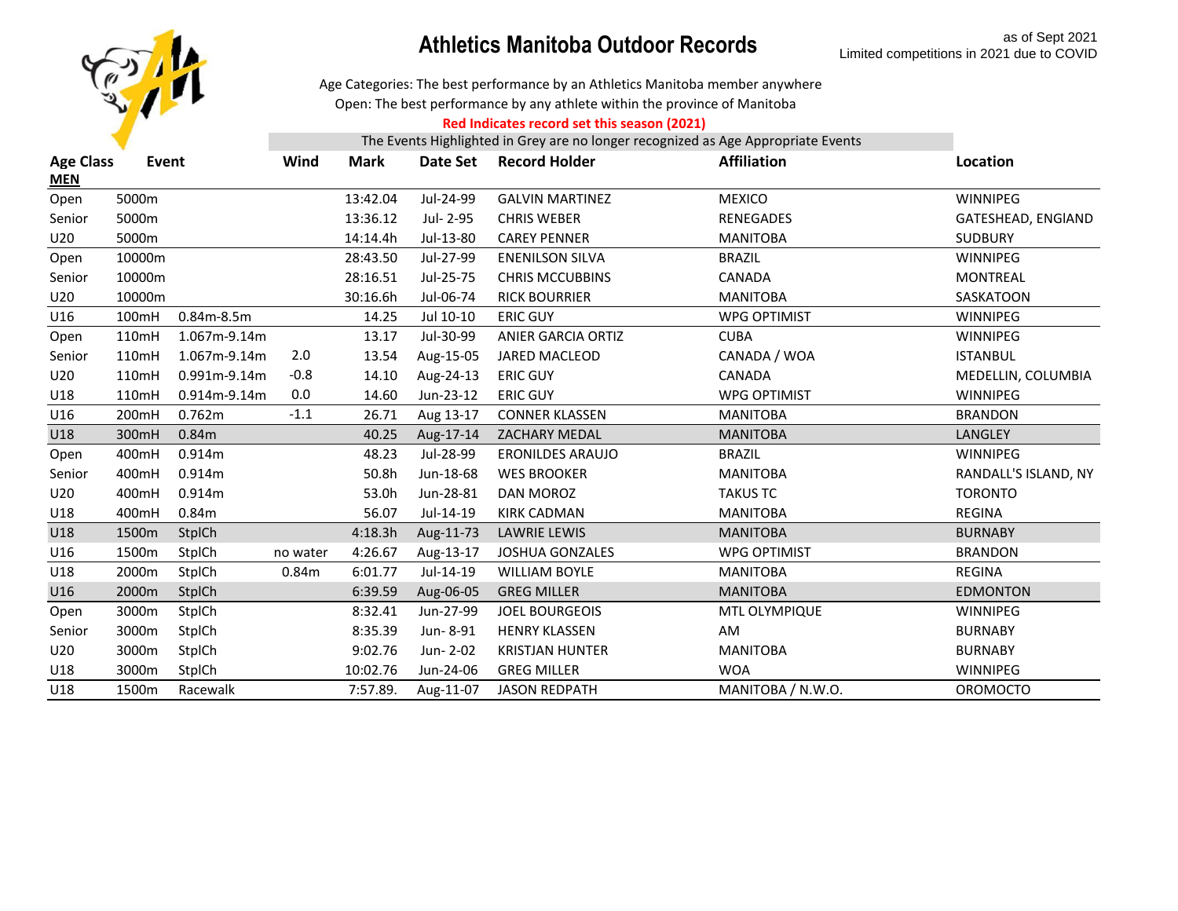# Athletics Manitoba Outdoor Records

as of Sept 2021
Limited competitions in 2021 due to COVID

Age Categories: The best performance by an Athletics Manitoba member anywhere
Open: The best performance by any athlete within the province of Manitoba

**Red Indicates record set this season (2021)**

The Events Highlighted in Grey are no longer recognized as Age Appropriate Events

| Age Class | Event | | Wind | Mark | Date Set | Record Holder | Affiliation | Location |
|---|---|---|---|---|---|---|---|---|
| **MEN** | | | | | | | | |
| Open | 5000m | | | 13:42.04 | Jul-24-99 | GALVIN MARTINEZ | MEXICO | WINNIPEG |
| Senior | 5000m | | | 13:36.12 | Jul- 2-95 | CHRIS WEBER | RENEGADES | GATESHEAD, ENGIAND |
| U20 | 5000m | | | 14:14.4h | Jul-13-80 | CAREY PENNER | MANITOBA | SUDBURY |
| Open | 10000m | | | 28:43.50 | Jul-27-99 | ENENILSON SILVA | BRAZIL | WINNIPEG |
| Senior | 10000m | | | 28:16.51 | Jul-25-75 | CHRIS MCCUBBINS | CANADA | MONTREAL |
| U20 | 10000m | | | 30:16.6h | Jul-06-74 | RICK BOURRIER | MANITOBA | SASKATOON |
| U16 | 100mH | 0.84m-8.5m | | 14.25 | Jul 10-10 | ERIC GUY | WPG OPTIMIST | WINNIPEG |
| Open | 110mH | 1.067m-9.14m | | 13.17 | Jul-30-99 | ANIER GARCIA ORTIZ | CUBA | WINNIPEG |
| Senior | 110mH | 1.067m-9.14m | 2.0 | 13.54 | Aug-15-05 | JARED MACLEOD | CANADA / WOA | ISTANBUL |
| U20 | 110mH | 0.991m-9.14m | -0.8 | 14.10 | Aug-24-13 | ERIC GUY | CANADA | MEDELLIN, COLUMBIA |
| U18 | 110mH | 0.914m-9.14m | 0.0 | 14.60 | Jun-23-12 | ERIC GUY | WPG OPTIMIST | WINNIPEG |
| U16 | 200mH | 0.762m | -1.1 | 26.71 | Aug 13-17 | CONNER KLASSEN | MANITOBA | BRANDON |
| U18 | 300mH | 0.84m | | 40.25 | Aug-17-14 | ZACHARY MEDAL | MANITOBA | LANGLEY |
| Open | 400mH | 0.914m | | 48.23 | Jul-28-99 | ERONILDES ARAUJO | BRAZIL | WINNIPEG |
| Senior | 400mH | 0.914m | | 50.8h | Jun-18-68 | WES BROOKER | MANITOBA | RANDALL'S ISLAND, NY |
| U20 | 400mH | 0.914m | | 53.0h | Jun-28-81 | DAN MOROZ | TAKUS TC | TORONTO |
| U18 | 400mH | 0.84m | | 56.07 | Jul-14-19 | KIRK CADMAN | MANITOBA | REGINA |
| U18 | 1500m | StplCh | | 4:18.3h | Aug-11-73 | LAWRIE LEWIS | MANITOBA | BURNABY |
| U16 | 1500m | StplCh | no water | 4:26.67 | Aug-13-17 | JOSHUA GONZALES | WPG OPTIMIST | BRANDON |
| U18 | 2000m | StplCh | 0.84m | 6:01.77 | Jul-14-19 | WILLIAM BOYLE | MANITOBA | REGINA |
| U16 | 2000m | StplCh | | 6:39.59 | Aug-06-05 | GREG MILLER | MANITOBA | EDMONTON |
| Open | 3000m | StplCh | | 8:32.41 | Jun-27-99 | JOEL BOURGEOIS | MTL OLYMPIQUE | WINNIPEG |
| Senior | 3000m | StplCh | | 8:35.39 | Jun- 8-91 | HENRY KLASSEN | AM | BURNABY |
| U20 | 3000m | StplCh | | 9:02.76 | Jun- 2-02 | KRISTJAN HUNTER | MANITOBA | BURNABY |
| U18 | 3000m | StplCh | | 10:02.76 | Jun-24-06 | GREG MILLER | WOA | WINNIPEG |
| U18 | 1500m | Racewalk | | 7:57.89. | Aug-11-07 | JASON REDPATH | MANITOBA / N.W.O. | OROMOCTO |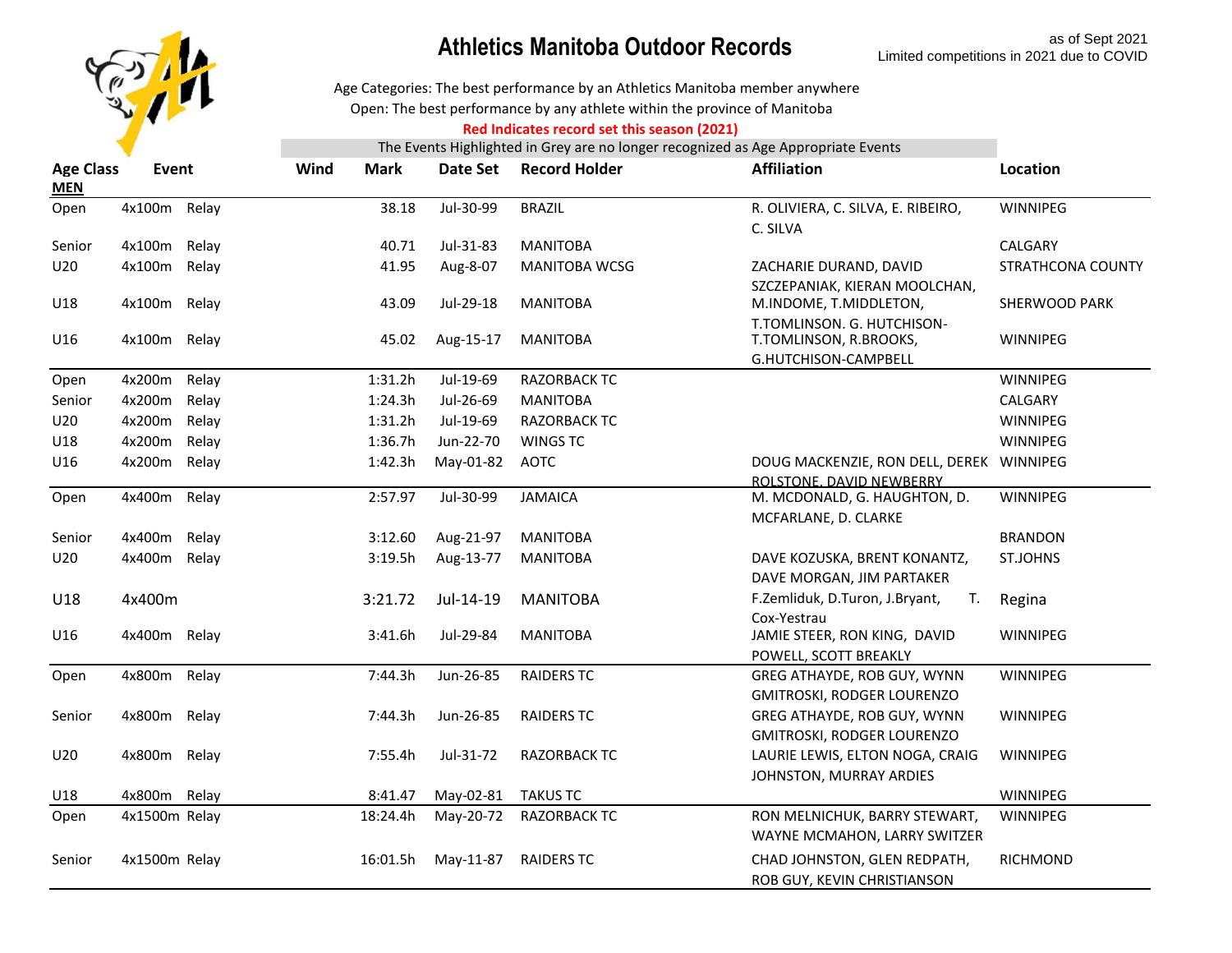# Athletics Manitoba Outdoor Records

as of Sept 2021
Limited competitions in 2021 due to COVID

Age Categories: The best performance by an Athletics Manitoba member anywhere
Open: The best performance by any athlete within the province of Manitoba
**Red Indicates record set this season (2021)**
The Events Highlighted in Grey are no longer recognized as Age Appropriate Events

| Age Class | Event | Wind | Mark | Date Set | Record Holder | Affiliation | Location |
|---|---|---|---|---|---|---|---|
| **MEN** | | | | | | | |
| Open | 4x100m Relay | | 38.18 | Jul-30-99 | BRAZIL | R. OLIVIERA, C. SILVA, E. RIBEIRO, C. SILVA | WINNIPEG |
| Senior | 4x100m Relay | | 40.71 | Jul-31-83 | MANITOBA | | CALGARY |
| U20 | 4x100m Relay | | 41.95 | Aug-8-07 | MANITOBA WCSG | ZACHARIE DURAND, DAVID SZCZEPANIAK, KIERAN MOOLCHAN, | STRATHCONA COUNTY |
| U18 | 4x100m Relay | | 43.09 | Jul-29-18 | MANITOBA | M.INDOME, T.MIDDLETON, T.TOMLINSON. G. HUTCHISON- | SHERWOOD PARK |
| U16 | 4x100m Relay | | 45.02 | Aug-15-17 | MANITOBA | T.TOMLINSON, R.BROOKS, G.HUTCHISON-CAMPBELL | WINNIPEG |
| Open | 4x200m Relay | | 1:31.2h | Jul-19-69 | RAZORBACK TC | | WINNIPEG |
| Senior | 4x200m Relay | | 1:24.3h | Jul-26-69 | MANITOBA | | CALGARY |
| U20 | 4x200m Relay | | 1:31.2h | Jul-19-69 | RAZORBACK TC | | WINNIPEG |
| U18 | 4x200m Relay | | 1:36.7h | Jun-22-70 | WINGS TC | | WINNIPEG |
| U16 | 4x200m Relay | | 1:42.3h | May-01-82 | AOTC | DOUG MACKENZIE, RON DELL, DEREK ROLSTONE, DAVID NEWBERRY | WINNIPEG |
| Open | 4x400m Relay | | 2:57.97 | Jul-30-99 | JAMAICA | M. MCDONALD, G. HAUGHTON, D. MCFARLANE, D. CLARKE | WINNIPEG |
| Senior | 4x400m Relay | | 3:12.60 | Aug-21-97 | MANITOBA | | BRANDON |
| U20 | 4x400m Relay | | 3:19.5h | Aug-13-77 | MANITOBA | DAVE KOZUSKA, BRENT KONANTZ, DAVE MORGAN, JIM PARTAKER | ST.JOHNS |
| U18 | 4x400m | | 3:21.72 | Jul-14-19 | MANITOBA | F.Zemliduk, D.Turon, J.Bryant, T. Cox-Yestrau | Regina |
| U16 | 4x400m Relay | | 3:41.6h | Jul-29-84 | MANITOBA | JAMIE STEER, RON KING, DAVID POWELL, SCOTT BREAKLY | WINNIPEG |
| Open | 4x800m Relay | | 7:44.3h | Jun-26-85 | RAIDERS TC | GREG ATHAYDE, ROB GUY, WYNN GMITROSKI, RODGER LOURENZO | WINNIPEG |
| Senior | 4x800m Relay | | 7:44.3h | Jun-26-85 | RAIDERS TC | GREG ATHAYDE, ROB GUY, WYNN GMITROSKI, RODGER LOURENZO | WINNIPEG |
| U20 | 4x800m Relay | | 7:55.4h | Jul-31-72 | RAZORBACK TC | LAURIE LEWIS, ELTON NOGA, CRAIG JOHNSTON, MURRAY ARDIES | WINNIPEG |
| U18 | 4x800m Relay | | 8:41.47 | May-02-81 | TAKUS TC | | WINNIPEG |
| Open | 4x1500m Relay | | 18:24.4h | May-20-72 | RAZORBACK TC | RON MELNICHUK, BARRY STEWART, WAYNE MCMAHON, LARRY SWITZER | WINNIPEG |
| Senior | 4x1500m Relay | | 16:01.5h | May-11-87 | RAIDERS TC | CHAD JOHNSTON, GLEN REDPATH, ROB GUY, KEVIN CHRISTIANSON | RICHMOND |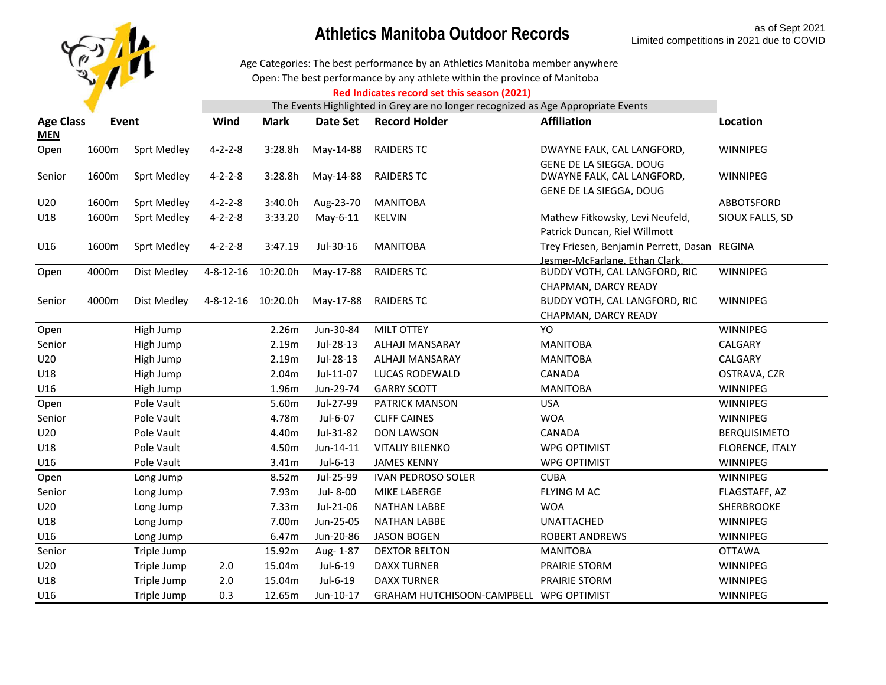# Athletics Manitoba Outdoor Records

as of Sept 2021
Limited competitions in 2021 due to COVID

Age Categories: The best performance by an Athletics Manitoba member anywhere
Open: The best performance by any athlete within the province of Manitoba
**Red Indicates record set this season (2021)**
The Events Highlighted in Grey are no longer recognized as Age Appropriate Events

| Age Class | Event | | Wind | Mark | Date Set | Record Holder | Affiliation | Location |
|---|---|---|---|---|---|---|---|---|
| **MEN** | | | | | | | | |
| Open | 1600m | Sprt Medley | 4-2-2-8 | 3:28.8h | May-14-88 | RAIDERS TC | DWAYNE FALK, CAL LANGFORD, GENE DE LA SIEGGA, DOUG | WINNIPEG |
| Senior | 1600m | Sprt Medley | 4-2-2-8 | 3:28.8h | May-14-88 | RAIDERS TC | DWAYNE FALK, CAL LANGFORD, GENE DE LA SIEGGA, DOUG | WINNIPEG |
| U20 | 1600m | Sprt Medley | 4-2-2-8 | 3:40.0h | Aug-23-70 | MANITOBA | | ABBOTSFORD |
| U18 | 1600m | Sprt Medley | 4-2-2-8 | 3:33.20 | May-6-11 | KELVIN | Mathew Fitkowsky, Levi Neufeld, Patrick Duncan, Riel Willmott | SIOUX FALLS, SD |
| U16 | 1600m | Sprt Medley | 4-2-2-8 | 3:47.19 | Jul-30-16 | MANITOBA | Trey Friesen, Benjamin Perrett, Dasan Jesmer-McFarlane, Ethan Clark | REGINA |
| Open | 4000m | Dist Medley | 4-8-12-16 | 10:20.0h | May-17-88 | RAIDERS TC | BUDDY VOTH, CAL LANGFORD, RIC CHAPMAN, DARCY READY | WINNIPEG |
| Senior | 4000m | Dist Medley | 4-8-12-16 | 10:20.0h | May-17-88 | RAIDERS TC | BUDDY VOTH, CAL LANGFORD, RIC CHAPMAN, DARCY READY | WINNIPEG |
| Open | | High Jump | | 2.26m | Jun-30-84 | MILT OTTEY | YO | WINNIPEG |
| Senior | | High Jump | | 2.19m | Jul-28-13 | ALHAJI MANSARAY | MANITOBA | CALGARY |
| U20 | | High Jump | | 2.19m | Jul-28-13 | ALHAJI MANSARAY | MANITOBA | CALGARY |
| U18 | | High Jump | | 2.04m | Jul-11-07 | LUCAS RODEWALD | CANADA | OSTRAVA, CZR |
| U16 | | High Jump | | 1.96m | Jun-29-74 | GARRY SCOTT | MANITOBA | WINNIPEG |
| Open | | Pole Vault | | 5.60m | Jul-27-99 | PATRICK MANSON | USA | WINNIPEG |
| Senior | | Pole Vault | | 4.78m | Jul-6-07 | CLIFF CAINES | WOA | WINNIPEG |
| U20 | | Pole Vault | | 4.40m | Jul-31-82 | DON LAWSON | CANADA | BERQUISIMETO |
| U18 | | Pole Vault | | 4.50m | Jun-14-11 | VITALIY BILENKO | WPG OPTIMIST | FLORENCE, ITALY |
| U16 | | Pole Vault | | 3.41m | Jul-6-13 | JAMES KENNY | WPG OPTIMIST | WINNIPEG |
| Open | | Long Jump | | 8.52m | Jul-25-99 | IVAN PEDROSO SOLER | CUBA | WINNIPEG |
| Senior | | Long Jump | | 7.93m | Jul- 8-00 | MIKE LABERGE | FLYING M AC | FLAGSTAFF, AZ |
| U20 | | Long Jump | | 7.33m | Jul-21-06 | NATHAN LABBE | WOA | SHERBROOKE |
| U18 | | Long Jump | | 7.00m | Jun-25-05 | NATHAN LABBE | UNATTACHED | WINNIPEG |
| U16 | | Long Jump | | 6.47m | Jun-20-86 | JASON BOGEN | ROBERT ANDREWS | WINNIPEG |
| Senior | | Triple Jump | | 15.92m | Aug- 1-87 | DEXTOR BELTON | MANITOBA | OTTAWA |
| U20 | | Triple Jump | 2.0 | 15.04m | Jul-6-19 | DAXX TURNER | PRAIRIE STORM | WINNIPEG |
| U18 | | Triple Jump | 2.0 | 15.04m | Jul-6-19 | DAXX TURNER | PRAIRIE STORM | WINNIPEG |
| U16 | | Triple Jump | 0.3 | 12.65m | Jun-10-17 | GRAHAM HUTCHISOON-CAMPBELL | WPG OPTIMIST | WINNIPEG |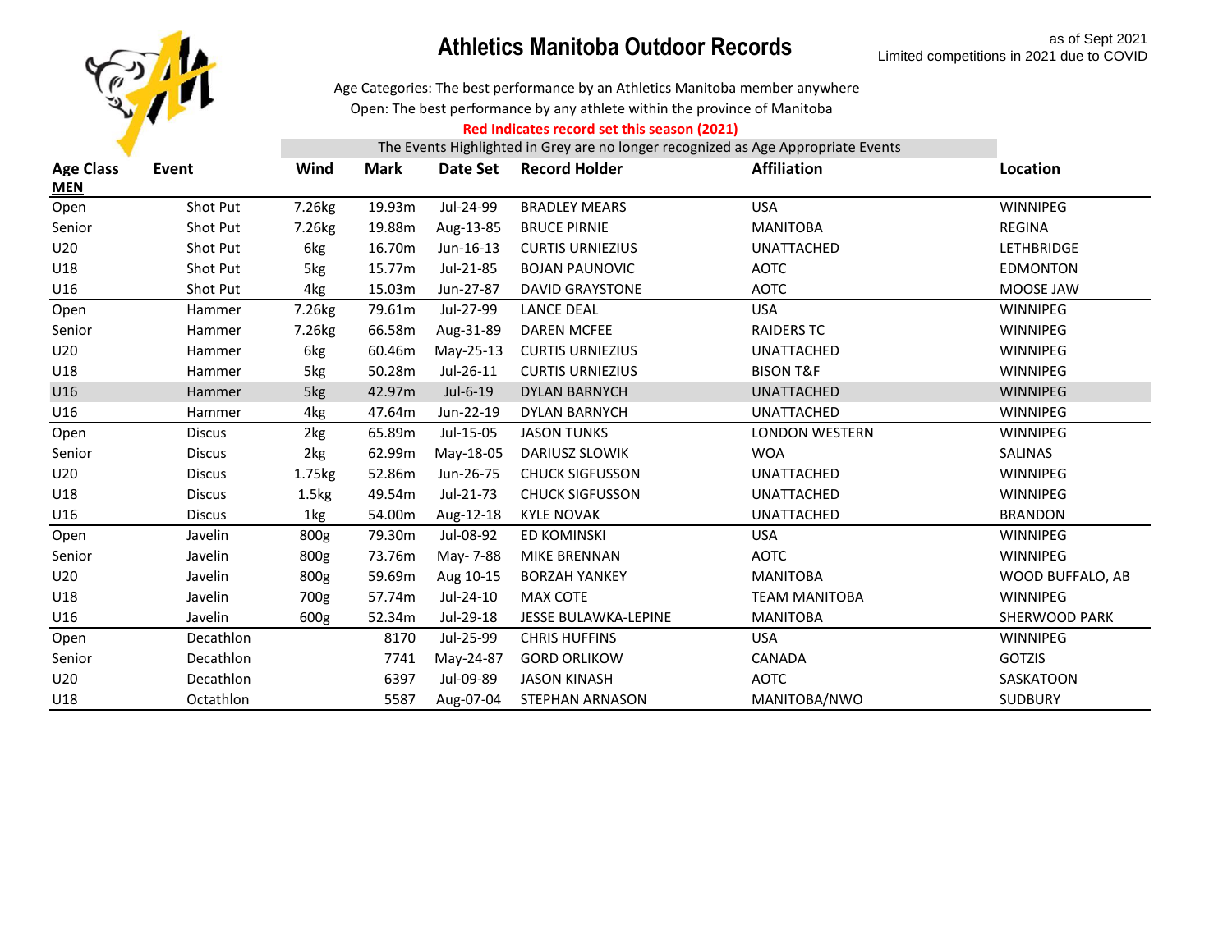# Athletics Manitoba Outdoor Records

as of Sept 2021
Limited competitions in 2021 due to COVID

Age Categories: The best performance by an Athletics Manitoba member anywhere
Open: The best performance by any athlete within the province of Manitoba
Red Indicates record set this season (2021)
The Events Highlighted in Grey are no longer recognized as Age Appropriate Events

| Age Class | Event | Wind | Mark | Date Set | Record Holder | Affiliation | Location |
|---|---|---|---|---|---|---|---|
| **MEN** | | | | | | | |
| Open | Shot Put | 7.26kg | 19.93m | Jul-24-99 | BRADLEY MEARS | USA | WINNIPEG |
| Senior | Shot Put | 7.26kg | 19.88m | Aug-13-85 | BRUCE PIRNIE | MANITOBA | REGINA |
| U20 | Shot Put | 6kg | 16.70m | Jun-16-13 | CURTIS URNIEZIUS | UNATTACHED | LETHBRIDGE |
| U18 | Shot Put | 5kg | 15.77m | Jul-21-85 | BOJAN PAUNOVIC | AOTC | EDMONTON |
| U16 | Shot Put | 4kg | 15.03m | Jun-27-87 | DAVID GRAYSTONE | AOTC | MOOSE JAW |
| Open | Hammer | 7.26kg | 79.61m | Jul-27-99 | LANCE DEAL | USA | WINNIPEG |
| Senior | Hammer | 7.26kg | 66.58m | Aug-31-89 | DAREN MCFEE | RAIDERS TC | WINNIPEG |
| U20 | Hammer | 6kg | 60.46m | May-25-13 | CURTIS URNIEZIUS | UNATTACHED | WINNIPEG |
| U18 | Hammer | 5kg | 50.28m | Jul-26-11 | CURTIS URNIEZIUS | BISON T&F | WINNIPEG |
| U16 | Hammer | 5kg | 42.97m | Jul-6-19 | DYLAN BARNYCH | UNATTACHED | WINNIPEG |
| U16 | Hammer | 4kg | 47.64m | Jun-22-19 | DYLAN BARNYCH | UNATTACHED | WINNIPEG |
| Open | Discus | 2kg | 65.89m | Jul-15-05 | JASON TUNKS | LONDON WESTERN | WINNIPEG |
| Senior | Discus | 2kg | 62.99m | May-18-05 | DARIUSZ SLOWIK | WOA | SALINAS |
| U20 | Discus | 1.75kg | 52.86m | Jun-26-75 | CHUCK SIGFUSSON | UNATTACHED | WINNIPEG |
| U18 | Discus | 1.5kg | 49.54m | Jul-21-73 | CHUCK SIGFUSSON | UNATTACHED | WINNIPEG |
| U16 | Discus | 1kg | 54.00m | Aug-12-18 | KYLE NOVAK | UNATTACHED | BRANDON |
| Open | Javelin | 800g | 79.30m | Jul-08-92 | ED KOMINSKI | USA | WINNIPEG |
| Senior | Javelin | 800g | 73.76m | May- 7-88 | MIKE BRENNAN | AOTC | WINNIPEG |
| U20 | Javelin | 800g | 59.69m | Aug 10-15 | BORZAH YANKEY | MANITOBA | WOOD BUFFALO, AB |
| U18 | Javelin | 700g | 57.74m | Jul-24-10 | MAX COTE | TEAM MANITOBA | WINNIPEG |
| U16 | Javelin | 600g | 52.34m | Jul-29-18 | JESSE BULAWKA-LEPINE | MANITOBA | SHERWOOD PARK |
| Open | Decathlon | | 8170 | Jul-25-99 | CHRIS HUFFINS | USA | WINNIPEG |
| Senior | Decathlon | | 7741 | May-24-87 | GORD ORLIKOW | CANADA | GOTZIS |
| U20 | Decathlon | | 6397 | Jul-09-89 | JASON KINASH | AOTC | SASKATOON |
| U18 | Octathlon | | 5587 | Aug-07-04 | STEPHAN ARNASON | MANITOBA/NWO | SUDBURY |